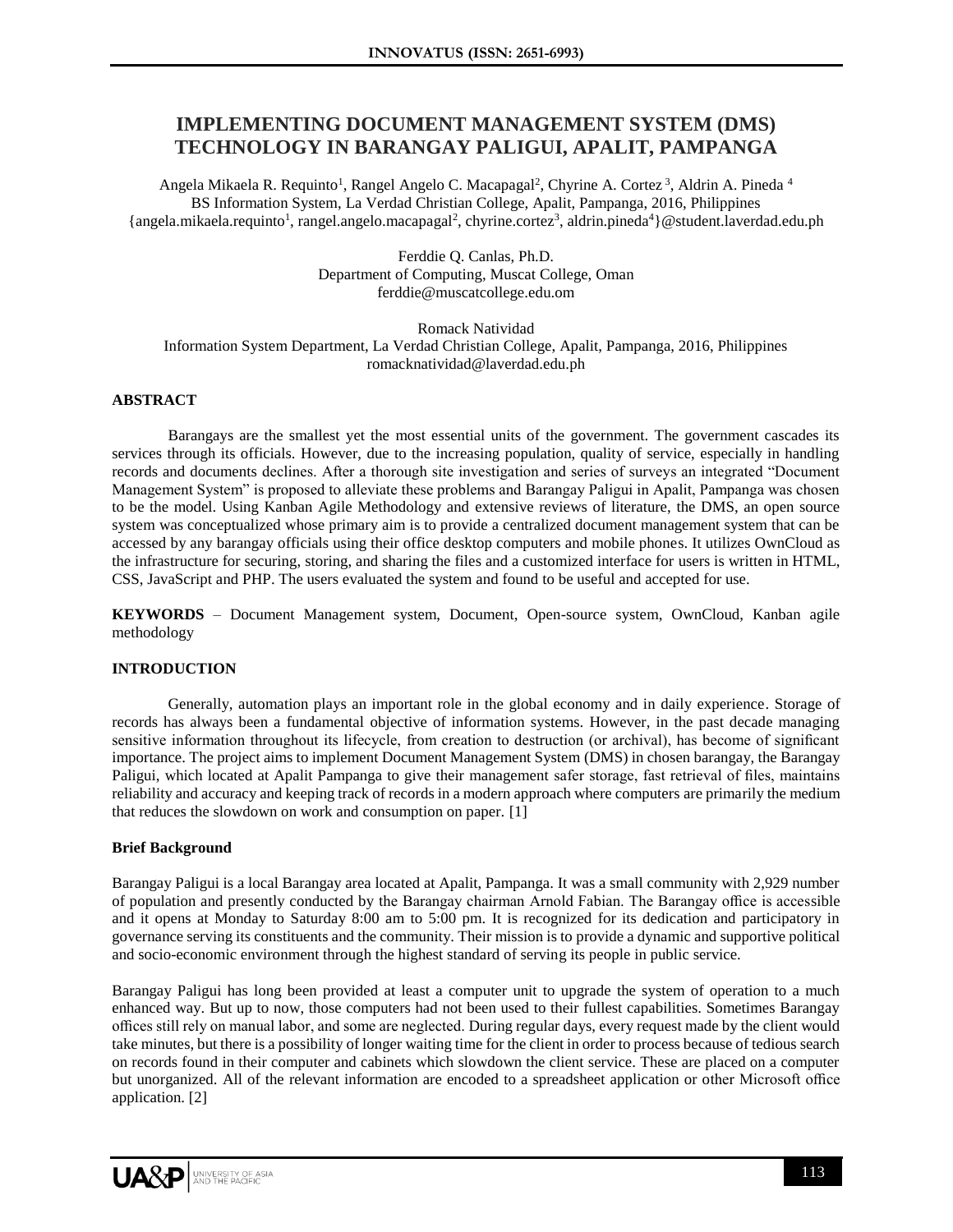# IMPLEMENTING DOCUMENT MANAGEMENT SYSTEM (DMS) TECHNOLOGY IN BARANGAY PALIGUI, APALIT, PAMPANGA

Angela Mikaela R. Requinto[1], Rangel Angelo C. Macapagal[2], Chyrine A. Cortez[3], Aldrin A. Pineda[4]
BS Information System, La Verdad Christian College, Apalit, Pampanga, 2016, Philippines
{angela.mikaela.requinto[1], rangel.angelo.macapagal[2], chyrine.cortez[3], aldrin.pineda[4]}@student.laverdad.edu.ph

Ferddie Q. Canlas, Ph.D.
Department of Computing, Muscat College, Oman
ferddie@muscatcollege.edu.om

Romack Natividad
Information System Department, La Verdad Christian College, Apalit, Pampanga, 2016, Philippines
romacknatividad@laverdad.edu.ph

## ABSTRACT

Barangays are the smallest yet the most essential units of the government. The government cascades its services through its officials. However, due to the increasing population, quality of service, especially in handling records and documents declines. After a thorough site investigation and series of surveys an integrated "Document Management System" is proposed to alleviate these problems and Barangay Paligui in Apalit, Pampanga was chosen to be the model. Using Kanban Agile Methodology and extensive reviews of literature, the DMS, an open source system was conceptualized whose primary aim is to provide a centralized document management system that can be accessed by any barangay officials using their office desktop computers and mobile phones. It utilizes OwnCloud as the infrastructure for securing, storing, and sharing the files and a customized interface for users is written in HTML, CSS, JavaScript and PHP. The users evaluated the system and found to be useful and accepted for use.

**KEYWORDS** – Document Management system, Document, Open-source system, OwnCloud, Kanban agile methodology

## INTRODUCTION

Generally, automation plays an important role in the global economy and in daily experience. Storage of records has always been a fundamental objective of information systems. However, in the past decade managing sensitive information throughout its lifecycle, from creation to destruction (or archival), has become of significant importance. The project aims to implement Document Management System (DMS) in chosen barangay, the Barangay Paligui, which located at Apalit Pampanga to give their management safer storage, fast retrieval of files, maintains reliability and accuracy and keeping track of records in a modern approach where computers are primarily the medium that reduces the slowdown on work and consumption on paper. [1]

### Brief Background

Barangay Paligui is a local Barangay area located at Apalit, Pampanga. It was a small community with 2,929 number of population and presently conducted by the Barangay chairman Arnold Fabian. The Barangay office is accessible and it opens at Monday to Saturday 8:00 am to 5:00 pm. It is recognized for its dedication and participatory in governance serving its constituents and the community. Their mission is to provide a dynamic and supportive political and socio-economic environment through the highest standard of serving its people in public service.

Barangay Paligui has long been provided at least a computer unit to upgrade the system of operation to a much enhanced way. But up to now, those computers had not been used to their fullest capabilities. Sometimes Barangay offices still rely on manual labor, and some are neglected. During regular days, every request made by the client would take minutes, but there is a possibility of longer waiting time for the client in order to process because of tedious search on records found in their computer and cabinets which slowdown the client service. These are placed on a computer but unorganized. All of the relevant information are encoded to a spreadsheet application or other Microsoft office application. [2]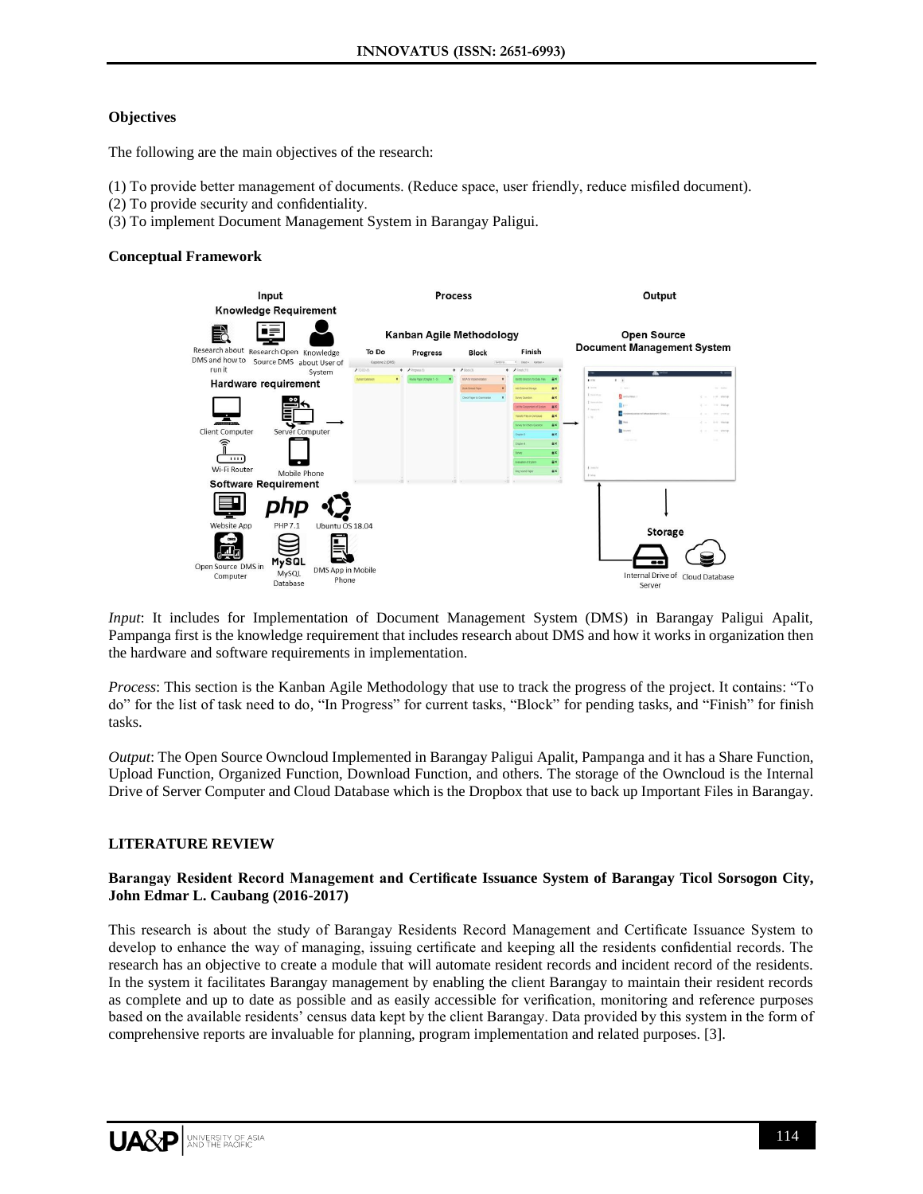**Objectives**

The following are the main objectives of the research:

(1) To provide better management of documents. (Reduce space, user friendly, reduce misfiled document).
(2) To provide security and confidentiality.
(3) To implement Document Management System in Barangay Paligui.

**Conceptual Framework**

*Input*: It includes for Implementation of Document Management System (DMS) in Barangay Paligui Apalit, Pampanga first is the knowledge requirement that includes research about DMS and how it works in organization then the hardware and software requirements in implementation.

*Process*: This section is the Kanban Agile Methodology that use to track the progress of the project. It contains: "To do" for the list of task need to do, "In Progress" for current tasks, "Block" for pending tasks, and "Finish" for finish tasks.

*Output*: The Open Source Owncloud Implemented in Barangay Paligui Apalit, Pampanga and it has a Share Function, Upload Function, Organized Function, Download Function, and others. The storage of the Owncloud is the Internal Drive of Server Computer and Cloud Database which is the Dropbox that use to back up Important Files in Barangay.

## LITERATURE REVIEW

**Barangay Resident Record Management and Certificate Issuance System of Barangay Ticol Sorsogon City, John Edmar L. Caubang (2016-2017)**

This research is about the study of Barangay Residents Record Management and Certificate Issuance System to develop to enhance the way of managing, issuing certificate and keeping all the residents confidential records. The research has an objective to create a module that will automate resident records and incident record of the residents. In the system it facilitates Barangay management by enabling the client Barangay to maintain their resident records as complete and up to date as possible and as easily accessible for verification, monitoring and reference purposes based on the available residents' census data kept by the client Barangay. Data provided by this system in the form of comprehensive reports are invaluable for planning, program implementation and related purposes. [3].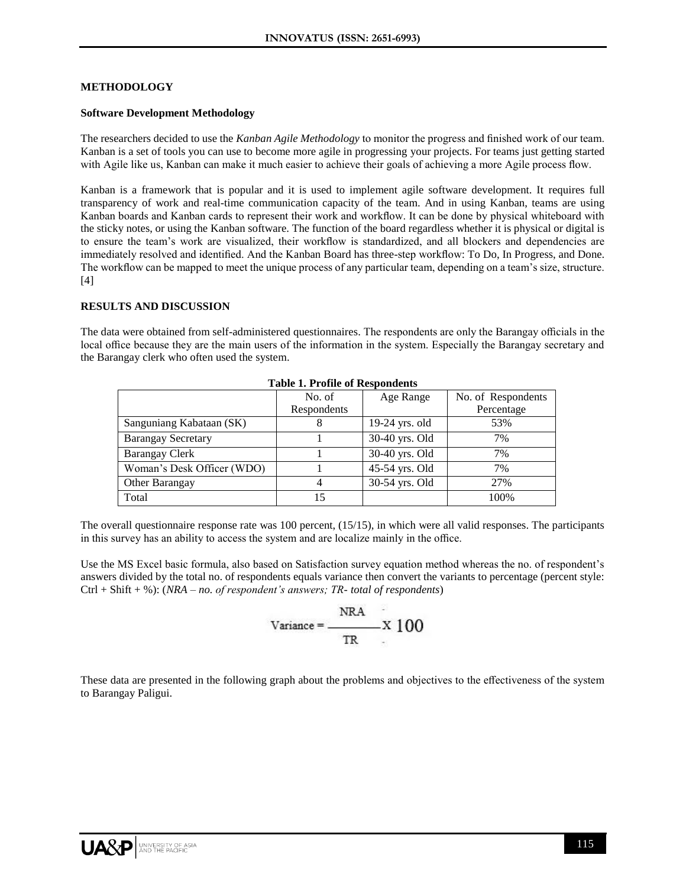## METHODOLOGY

### Software Development Methodology

The researchers decided to use the *Kanban Agile Methodology* to monitor the progress and finished work of our team. Kanban is a set of tools you can use to become more agile in progressing your projects. For teams just getting started with Agile like us, Kanban can make it much easier to achieve their goals of achieving a more Agile process flow.

Kanban is a framework that is popular and it is used to implement agile software development. It requires full transparency of work and real-time communication capacity of the team. And in using Kanban, teams are using Kanban boards and Kanban cards to represent their work and workflow. It can be done by physical whiteboard with the sticky notes, or using the Kanban software. The function of the board regardless whether it is physical or digital is to ensure the team's work are visualized, their workflow is standardized, and all blockers and dependencies are immediately resolved and identified. And the Kanban Board has three-step workflow: To Do, In Progress, and Done. The workflow can be mapped to meet the unique process of any particular team, depending on a team's size, structure. [4]

## RESULTS AND DISCUSSION

The data were obtained from self-administered questionnaires. The respondents are only the Barangay officials in the local office because they are the main users of the information in the system. Especially the Barangay secretary and the Barangay clerk who often used the system.

**Table 1. Profile of Respondents**

| | No. of Respondents | Age Range | No. of Respondents Percentage |
|---|---|---|---|
| Sanguniang Kabataan (SK) | 8 | 19-24 yrs. old | 53% |
| Barangay Secretary | 1 | 30-40 yrs. Old | 7% |
| Barangay Clerk | 1 | 30-40 yrs. Old | 7% |
| Woman's Desk Officer (WDO) | 1 | 45-54 yrs. Old | 7% |
| Other Barangay | 4 | 30-54 yrs. Old | 27% |
| Total | 15 | | 100% |

The overall questionnaire response rate was 100 percent, (15/15), in which were all valid responses. The participants in this survey has an ability to access the system and are localize mainly in the office.

Use the MS Excel basic formula, also based on Satisfaction survey equation method whereas the no. of respondent's answers divided by the total no. of respondents equals variance then convert the variants to percentage (percent style: Ctrl + Shift + %): (*NRA – no. of respondent's answers; TR- total of respondents*)

$$\text{Variance} = \frac{NRA}{TR} \times 100$$

These data are presented in the following graph about the problems and objectives to the effectiveness of the system to Barangay Paligui.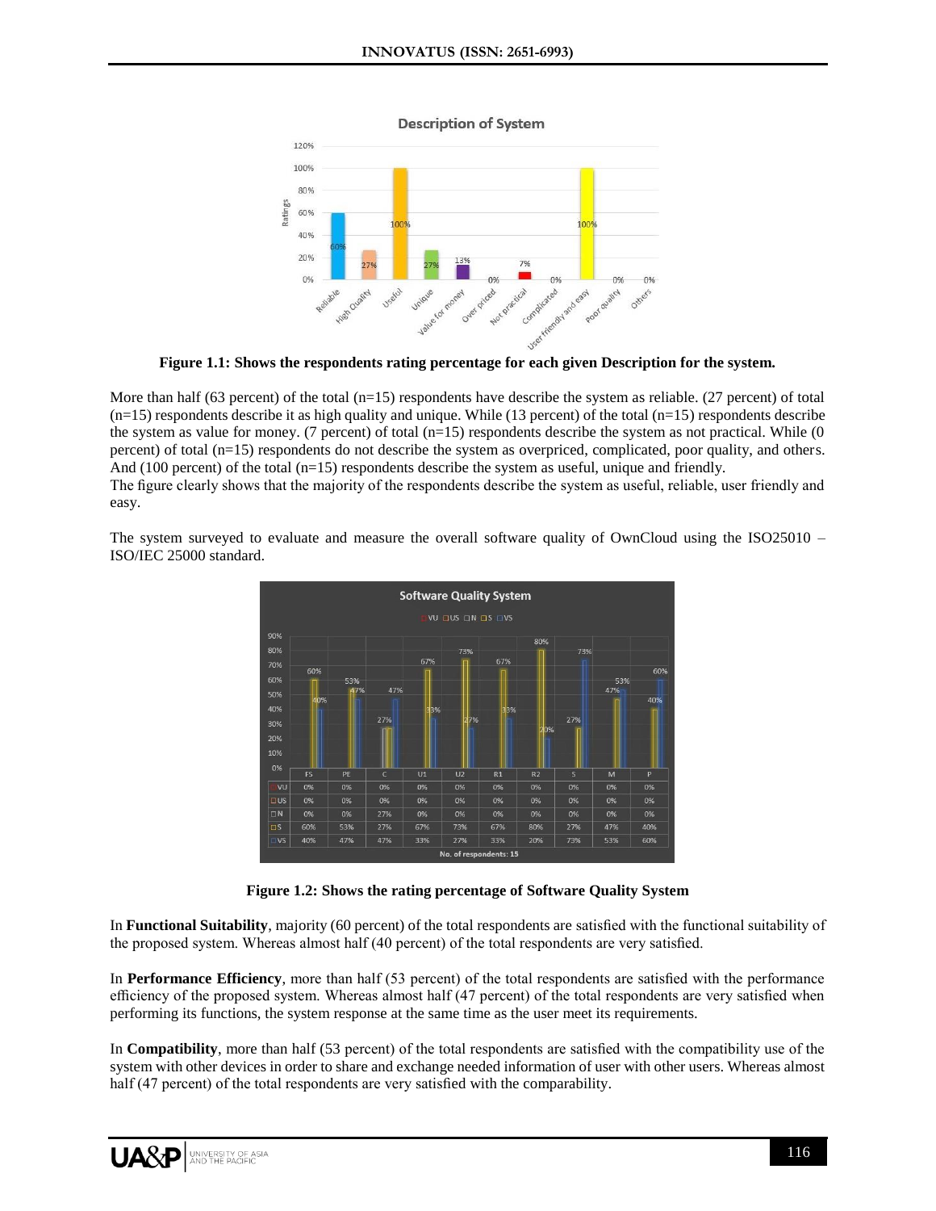Figure 1.1: Shows the respondents rating percentage for each given Description for the system.

More than half (63 percent) of the total (n=15) respondents have describe the system as reliable. (27 percent) of total (n=15) respondents describe it as high quality and unique. While (13 percent) of the total (n=15) respondents describe the system as value for money. (7 percent) of total (n=15) respondents describe the system as not practical. While (0 percent) of total (n=15) respondents do not describe the system as overpriced, complicated, poor quality, and others. And (100 percent) of the total (n=15) respondents describe the system as useful, unique and friendly.
The figure clearly shows that the majority of the respondents describe the system as useful, reliable, user friendly and easy.

The system surveyed to evaluate and measure the overall software quality of OwnCloud using the ISO25010 – ISO/IEC 25000 standard.

| | FS | PE | C | U1 | U2 | R1 | R2 | S | M | P |
|---|---|---|---|---|---|---|---|---|---|---|
| VU | 0% | 0% | 0% | 0% | 0% | 0% | 0% | 0% | 0% | 0% |
| US | 0% | 0% | 0% | 0% | 0% | 0% | 0% | 0% | 0% | 0% |
| N | 0% | 0% | 27% | 0% | 0% | 0% | 0% | 0% | 0% | 0% |
| S | 60% | 53% | 27% | 67% | 73% | 67% | 80% | 27% | 47% | 40% |
| VS | 40% | 47% | 47% | 33% | 27% | 33% | 20% | 73% | 53% | 60% |

No. of respondents: 15

Figure 1.2: Shows the rating percentage of Software Quality System

In **Functional Suitability**, majority (60 percent) of the total respondents are satisfied with the functional suitability of the proposed system. Whereas almost half (40 percent) of the total respondents are very satisfied.

In **Performance Efficiency**, more than half (53 percent) of the total respondents are satisfied with the performance efficiency of the proposed system. Whereas almost half (47 percent) of the total respondents are very satisfied when performing its functions, the system response at the same time as the user meet its requirements.

In **Compatibility**, more than half (53 percent) of the total respondents are satisfied with the compatibility use of the system with other devices in order to share and exchange needed information of user with other users. Whereas almost half (47 percent) of the total respondents are very satisfied with the comparability.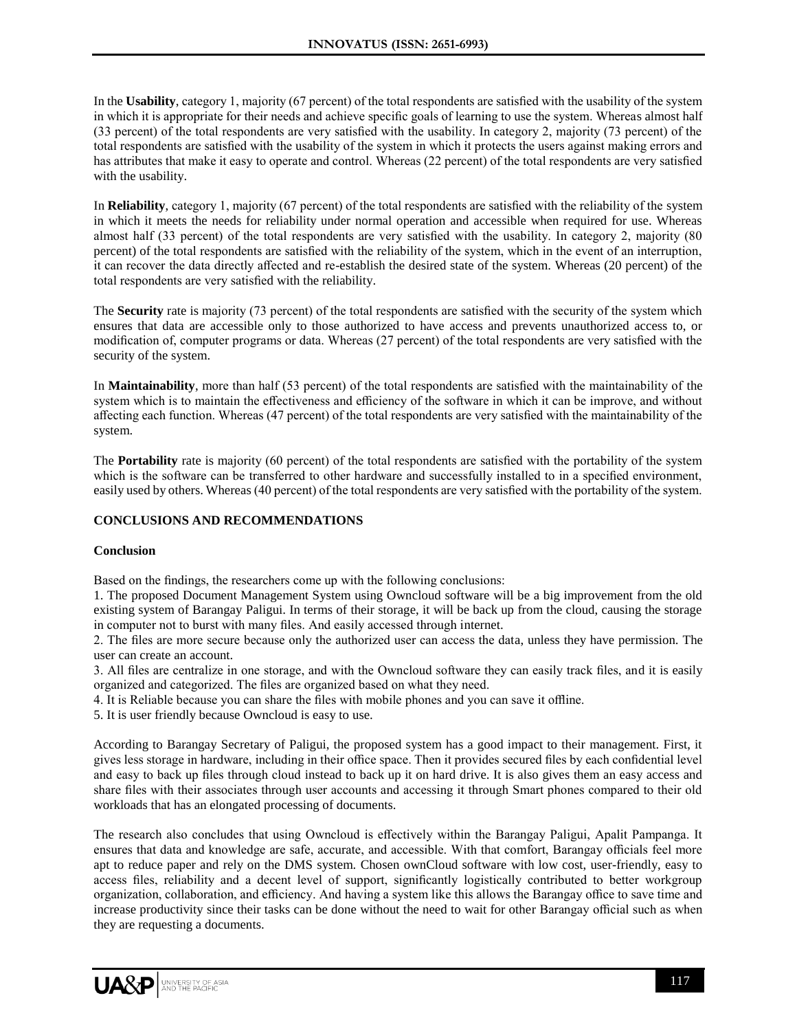In the **Usability**, category 1, majority (67 percent) of the total respondents are satisfied with the usability of the system in which it is appropriate for their needs and achieve specific goals of learning to use the system. Whereas almost half (33 percent) of the total respondents are very satisfied with the usability. In category 2, majority (73 percent) of the total respondents are satisfied with the usability of the system in which it protects the users against making errors and has attributes that make it easy to operate and control. Whereas (22 percent) of the total respondents are very satisfied with the usability.

In **Reliability**, category 1, majority (67 percent) of the total respondents are satisfied with the reliability of the system in which it meets the needs for reliability under normal operation and accessible when required for use. Whereas almost half (33 percent) of the total respondents are very satisfied with the usability. In category 2, majority (80 percent) of the total respondents are satisfied with the reliability of the system, which in the event of an interruption, it can recover the data directly affected and re-establish the desired state of the system. Whereas (20 percent) of the total respondents are very satisfied with the reliability.

The **Security** rate is majority (73 percent) of the total respondents are satisfied with the security of the system which ensures that data are accessible only to those authorized to have access and prevents unauthorized access to, or modification of, computer programs or data. Whereas (27 percent) of the total respondents are very satisfied with the security of the system.

In **Maintainability**, more than half (53 percent) of the total respondents are satisfied with the maintainability of the system which is to maintain the effectiveness and efficiency of the software in which it can be improve, and without affecting each function. Whereas (47 percent) of the total respondents are very satisfied with the maintainability of the system.

The **Portability** rate is majority (60 percent) of the total respondents are satisfied with the portability of the system which is the software can be transferred to other hardware and successfully installed to in a specified environment, easily used by others. Whereas (40 percent) of the total respondents are very satisfied with the portability of the system.

## CONCLUSIONS AND RECOMMENDATIONS

### Conclusion

Based on the findings, the researchers come up with the following conclusions:

1. The proposed Document Management System using Owncloud software will be a big improvement from the old existing system of Barangay Paligui. In terms of their storage, it will be back up from the cloud, causing the storage in computer not to burst with many files. And easily accessed through internet.
2. The files are more secure because only the authorized user can access the data, unless they have permission. The user can create an account.
3. All files are centralize in one storage, and with the Owncloud software they can easily track files, and it is easily organized and categorized. The files are organized based on what they need.
4. It is Reliable because you can share the files with mobile phones and you can save it offline.
5. It is user friendly because Owncloud is easy to use.

According to Barangay Secretary of Paligui, the proposed system has a good impact to their management. First, it gives less storage in hardware, including in their office space. Then it provides secured files by each confidential level and easy to back up files through cloud instead to back up it on hard drive. It is also gives them an easy access and share files with their associates through user accounts and accessing it through Smart phones compared to their old workloads that has an elongated processing of documents.

The research also concludes that using Owncloud is effectively within the Barangay Paligui, Apalit Pampanga. It ensures that data and knowledge are safe, accurate, and accessible. With that comfort, Barangay officials feel more apt to reduce paper and rely on the DMS system. Chosen ownCloud software with low cost, user-friendly, easy to access files, reliability and a decent level of support, significantly logistically contributed to better workgroup organization, collaboration, and efficiency. And having a system like this allows the Barangay office to save time and increase productivity since their tasks can be done without the need to wait for other Barangay official such as when they are requesting a documents.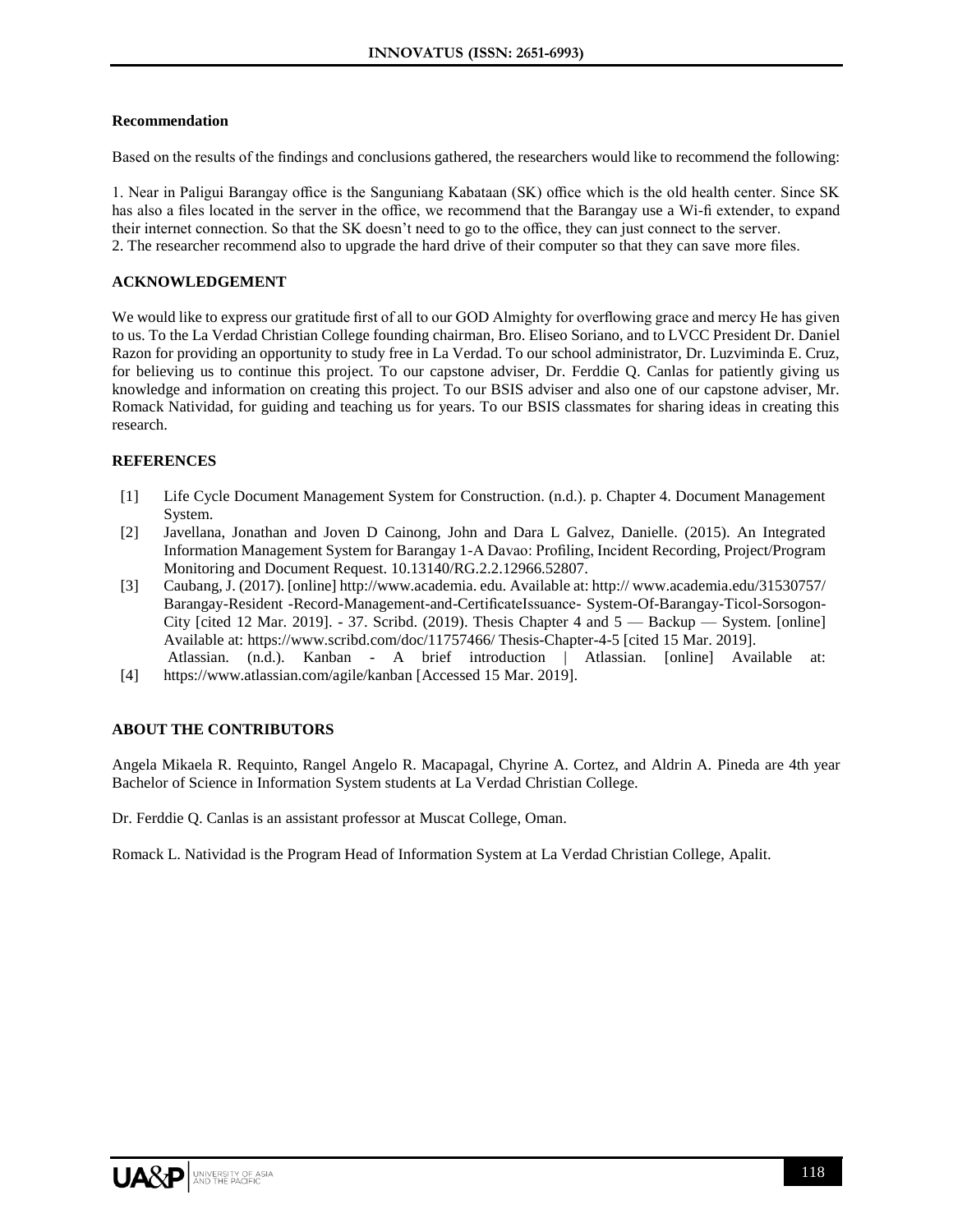**Recommendation**

Based on the results of the findings and conclusions gathered, the researchers would like to recommend the following:

1. Near in Paligui Barangay office is the Sanguniang Kabataan (SK) office which is the old health center. Since SK has also a files located in the server in the office, we recommend that the Barangay use a Wi-fi extender, to expand their internet connection. So that the SK doesn't need to go to the office, they can just connect to the server.
2. The researcher recommend also to upgrade the hard drive of their computer so that they can save more files.

## ACKNOWLEDGEMENT

We would like to express our gratitude first of all to our GOD Almighty for overflowing grace and mercy He has given to us. To the La Verdad Christian College founding chairman, Bro. Eliseo Soriano, and to LVCC President Dr. Daniel Razon for providing an opportunity to study free in La Verdad. To our school administrator, Dr. Luzviminda E. Cruz, for believing us to continue this project. To our capstone adviser, Dr. Ferddie Q. Canlas for patiently giving us knowledge and information on creating this project. To our BSIS adviser and also one of our capstone adviser, Mr. Romack Natividad, for guiding and teaching us for years. To our BSIS classmates for sharing ideas in creating this research.

## REFERENCES

[1] Life Cycle Document Management System for Construction. (n.d.). p. Chapter 4. Document Management System.

[2] Javellana, Jonathan and Joven D Cainong, John and Dara L Galvez, Danielle. (2015). An Integrated Information Management System for Barangay 1-A Davao: Profiling, Incident Recording, Project/Program Monitoring and Document Request. 10.13140/RG.2.2.12966.52807.

[3] Caubang, J. (2017). [online] http://www.academia. edu. Available at: http:// www.academia.edu/31530757/ Barangay-Resident -Record-Management-and-CertificateIssuance- System-Of-Barangay-Ticol-Sorsogon-City [cited 12 Mar. 2019]. - 37. Scribd. (2019). Thesis Chapter 4 and 5 — Backup — System. [online] Available at: https://www.scribd.com/doc/11757466/ Thesis-Chapter-4-5 [cited 15 Mar. 2019].

[4] Atlassian. (n.d.). Kanban - A brief introduction | Atlassian. [online] Available at: https://www.atlassian.com/agile/kanban [Accessed 15 Mar. 2019].

## ABOUT THE CONTRIBUTORS

Angela Mikaela R. Requinto, Rangel Angelo R. Macapagal, Chyrine A. Cortez, and Aldrin A. Pineda are 4th year Bachelor of Science in Information System students at La Verdad Christian College.

Dr. Ferddie Q. Canlas is an assistant professor at Muscat College, Oman.

Romack L. Natividad is the Program Head of Information System at La Verdad Christian College, Apalit.